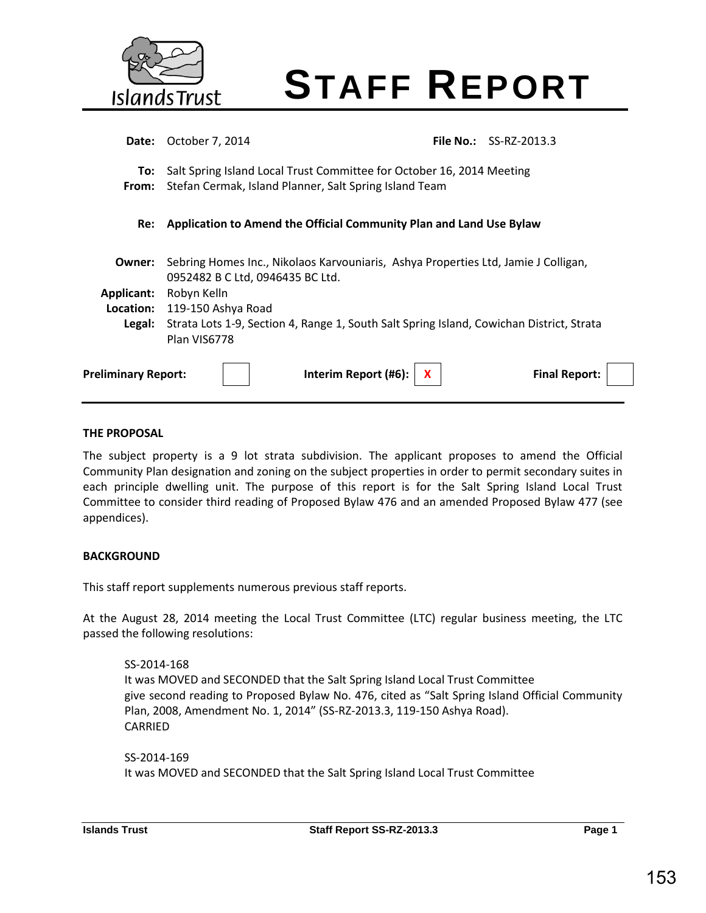# STAFF REPORT

**Date:** October 7, 2014 **File No.:** SS-RZ-2013.3

**To:** Salt Spring Island Local Trust Committee for October 16, 2014 Meeting
**From:** Stefan Cermak, Island Planner, Salt Spring Island Team

**Re: Application to Amend the Official Community Plan and Land Use Bylaw**

**Owner:** Sebring Homes Inc., Nikolaos Karvouniaris, Ashya Properties Ltd, Jamie J Colligan, 0952482 B C Ltd, 0946435 BC Ltd.
**Applicant:** Robyn Kelln
**Location:** 119-150 Ashya Road
**Legal:** Strata Lots 1-9, Section 4, Range 1, South Salt Spring Island, Cowichan District, Strata Plan VIS6778

**Preliminary Report:** [ ] **Interim Report (#6):** [X] **Final Report:** [ ]

---

**THE PROPOSAL**

The subject property is a 9 lot strata subdivision. The applicant proposes to amend the Official Community Plan designation and zoning on the subject properties in order to permit secondary suites in each principle dwelling unit. The purpose of this report is for the Salt Spring Island Local Trust Committee to consider third reading of Proposed Bylaw 476 and an amended Proposed Bylaw 477 (see appendices).

**BACKGROUND**

This staff report supplements numerous previous staff reports.

At the August 28, 2014 meeting the Local Trust Committee (LTC) regular business meeting, the LTC passed the following resolutions:

> SS-2014-168
> It was MOVED and SECONDED that the Salt Spring Island Local Trust Committee give second reading to Proposed Bylaw No. 476, cited as "Salt Spring Island Official Community Plan, 2008, Amendment No. 1, 2014" (SS-RZ-2013.3, 119-150 Ashya Road).
> CARRIED
>
> SS-2014-169
> It was MOVED and SECONDED that the Salt Spring Island Local Trust Committee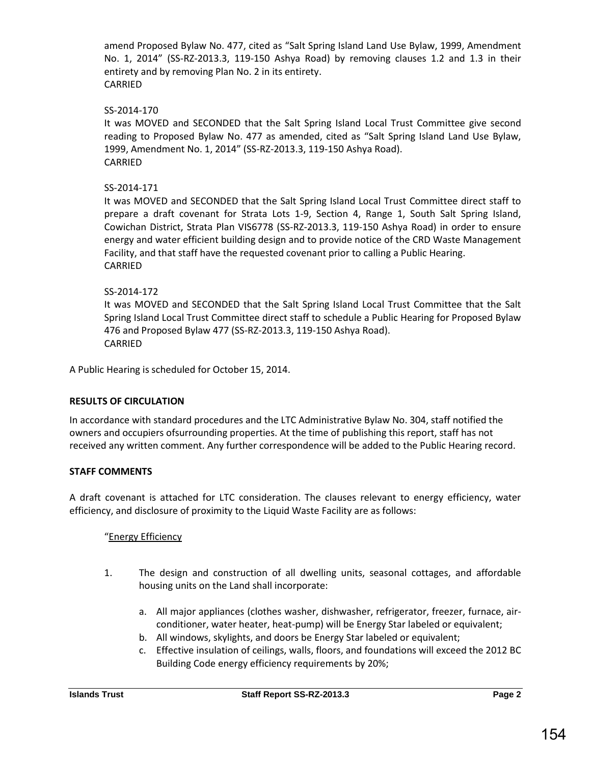amend Proposed Bylaw No. 477, cited as "Salt Spring Island Land Use Bylaw, 1999, Amendment No. 1, 2014" (SS-RZ-2013.3, 119-150 Ashya Road) by removing clauses 1.2 and 1.3 in their entirety and by removing Plan No. 2 in its entirety.
CARRIED

SS-2014-170
It was MOVED and SECONDED that the Salt Spring Island Local Trust Committee give second reading to Proposed Bylaw No. 477 as amended, cited as "Salt Spring Island Land Use Bylaw, 1999, Amendment No. 1, 2014" (SS-RZ-2013.3, 119-150 Ashya Road).
CARRIED

SS-2014-171
It was MOVED and SECONDED that the Salt Spring Island Local Trust Committee direct staff to prepare a draft covenant for Strata Lots 1-9, Section 4, Range 1, South Salt Spring Island, Cowichan District, Strata Plan VIS6778 (SS-RZ-2013.3, 119-150 Ashya Road) in order to ensure energy and water efficient building design and to provide notice of the CRD Waste Management Facility, and that staff have the requested covenant prior to calling a Public Hearing.
CARRIED

SS-2014-172
It was MOVED and SECONDED that the Salt Spring Island Local Trust Committee that the Salt Spring Island Local Trust Committee direct staff to schedule a Public Hearing for Proposed Bylaw 476 and Proposed Bylaw 477 (SS-RZ-2013.3, 119-150 Ashya Road).
CARRIED

A Public Hearing is scheduled for October 15, 2014.

**RESULTS OF CIRCULATION**

In accordance with standard procedures and the LTC Administrative Bylaw No. 304, staff notified the owners and occupiers ofsurrounding properties. At the time of publishing this report, staff has not received any written comment. Any further correspondence will be added to the Public Hearing record.

**STAFF COMMENTS**

A draft covenant is attached for LTC consideration. The clauses relevant to energy efficiency, water efficiency, and disclosure of proximity to the Liquid Waste Facility are as follows:

"Energy Efficiency

1. The design and construction of all dwelling units, seasonal cottages, and affordable housing units on the Land shall incorporate:

   a. All major appliances (clothes washer, dishwasher, refrigerator, freezer, furnace, air-conditioner, water heater, heat-pump) will be Energy Star labeled or equivalent;
   b. All windows, skylights, and doors be Energy Star labeled or equivalent;
   c. Effective insulation of ceilings, walls, floors, and foundations will exceed the 2012 BC Building Code energy efficiency requirements by 20%;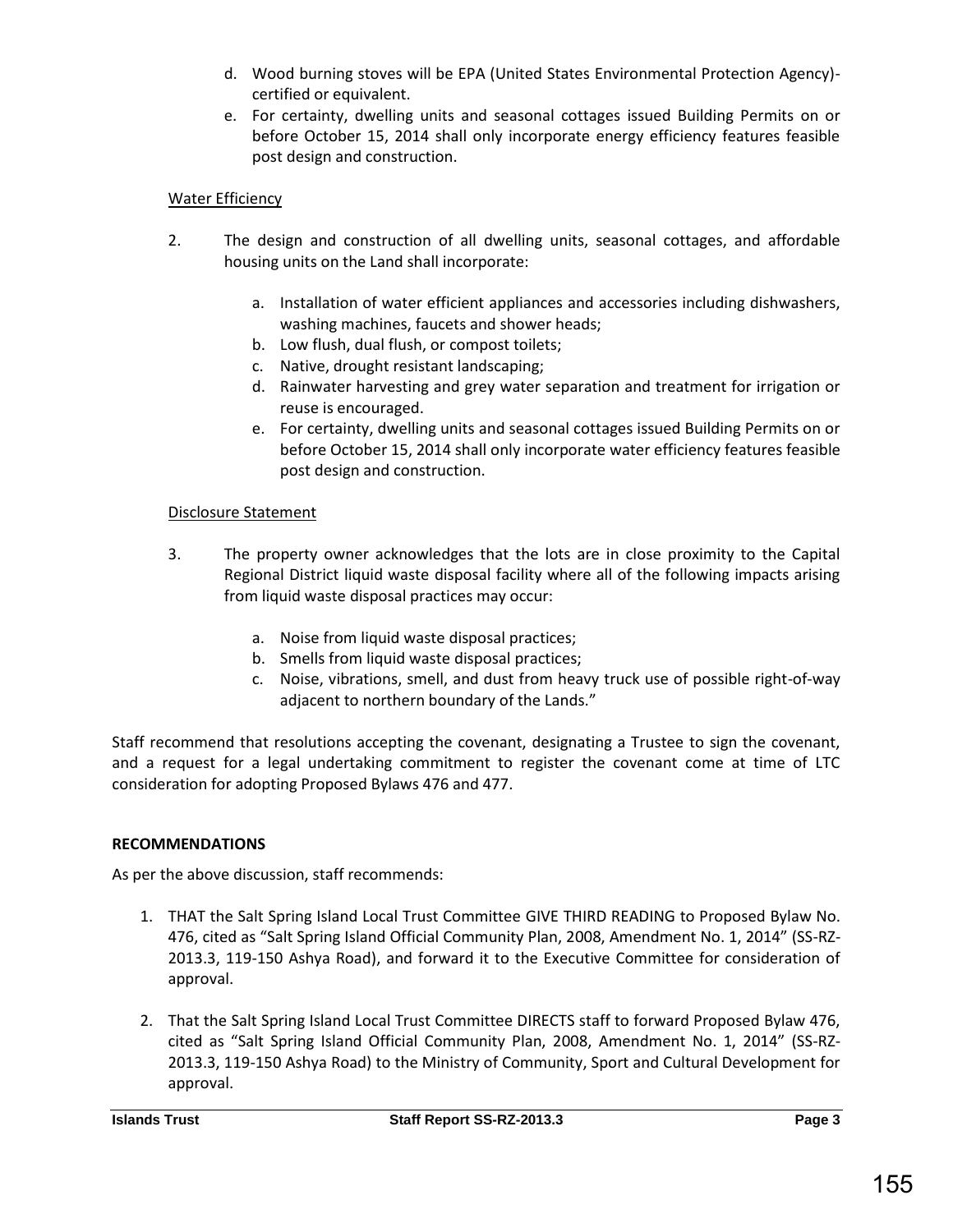d. Wood burning stoves will be EPA (United States Environmental Protection Agency)-certified or equivalent.
e. For certainty, dwelling units and seasonal cottages issued Building Permits on or before October 15, 2014 shall only incorporate energy efficiency features feasible post design and construction.

Water Efficiency

2. The design and construction of all dwelling units, seasonal cottages, and affordable housing units on the Land shall incorporate:

    a. Installation of water efficient appliances and accessories including dishwashers, washing machines, faucets and shower heads;
    b. Low flush, dual flush, or compost toilets;
    c. Native, drought resistant landscaping;
    d. Rainwater harvesting and grey water separation and treatment for irrigation or reuse is encouraged.
    e. For certainty, dwelling units and seasonal cottages issued Building Permits on or before October 15, 2014 shall only incorporate water efficiency features feasible post design and construction.

Disclosure Statement

3. The property owner acknowledges that the lots are in close proximity to the Capital Regional District liquid waste disposal facility where all of the following impacts arising from liquid waste disposal practices may occur:

    a. Noise from liquid waste disposal practices;
    b. Smells from liquid waste disposal practices;
    c. Noise, vibrations, smell, and dust from heavy truck use of possible right-of-way adjacent to northern boundary of the Lands."

Staff recommend that resolutions accepting the covenant, designating a Trustee to sign the covenant, and a request for a legal undertaking commitment to register the covenant come at time of LTC consideration for adopting Proposed Bylaws 476 and 477.

**RECOMMENDATIONS**

As per the above discussion, staff recommends:

1. THAT the Salt Spring Island Local Trust Committee GIVE THIRD READING to Proposed Bylaw No. 476, cited as "Salt Spring Island Official Community Plan, 2008, Amendment No. 1, 2014" (SS-RZ-2013.3, 119-150 Ashya Road), and forward it to the Executive Committee for consideration of approval.

2. That the Salt Spring Island Local Trust Committee DIRECTS staff to forward Proposed Bylaw 476, cited as "Salt Spring Island Official Community Plan, 2008, Amendment No. 1, 2014" (SS-RZ-2013.3, 119-150 Ashya Road) to the Ministry of Community, Sport and Cultural Development for approval.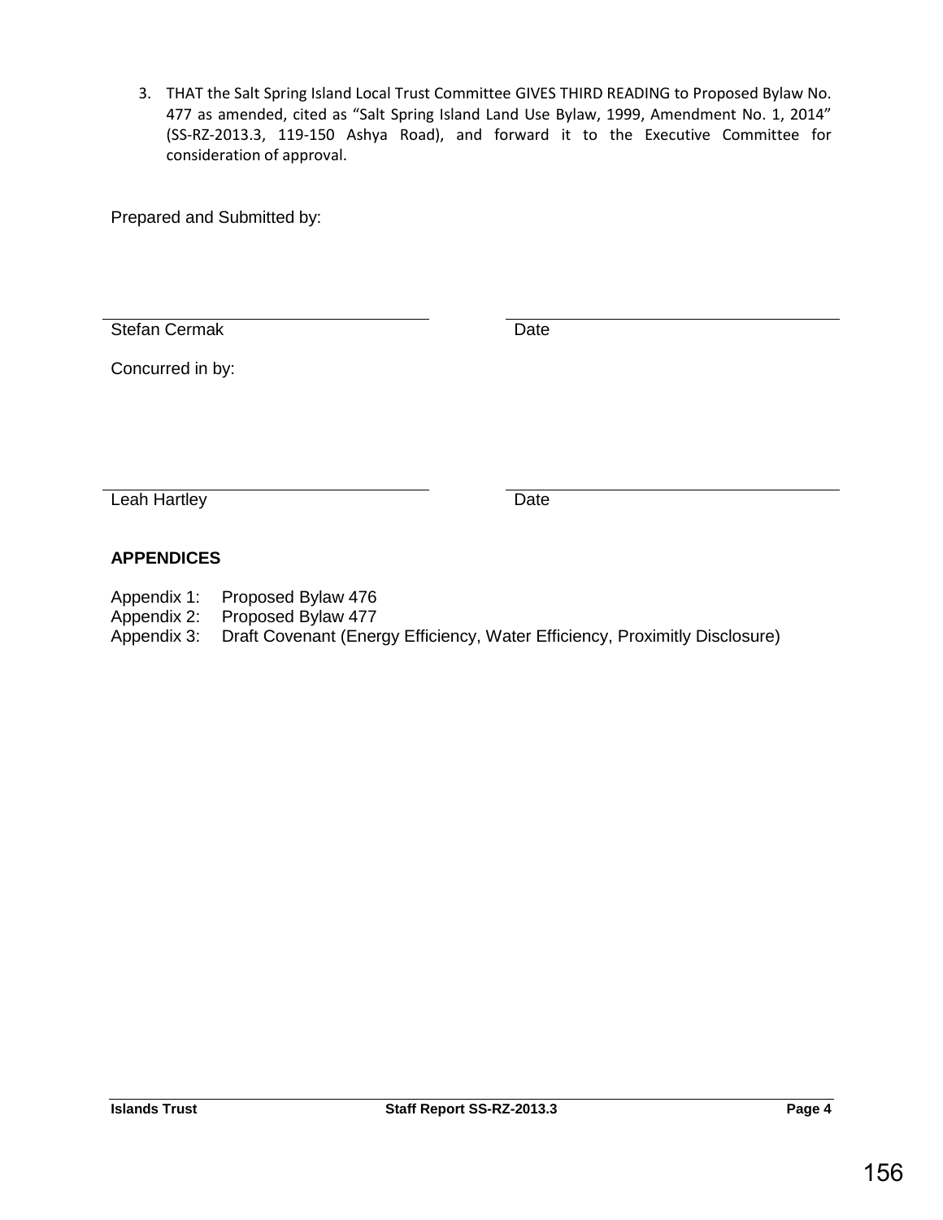3. THAT the Salt Spring Island Local Trust Committee GIVES THIRD READING to Proposed Bylaw No. 477 as amended, cited as "Salt Spring Island Land Use Bylaw, 1999, Amendment No. 1, 2014" (SS-RZ-2013.3, 119-150 Ashya Road), and forward it to the Executive Committee for consideration of approval.

Prepared and Submitted by:

| | |
|---|---|
| Stefan Cermak | Date |

Concurred in by:

| | |
|---|---|
| Leah Hartley | Date |

**APPENDICES**

Appendix 1: Proposed Bylaw 476
Appendix 2: Proposed Bylaw 477
Appendix 3: Draft Covenant (Energy Efficiency, Water Efficiency, Proximitly Disclosure)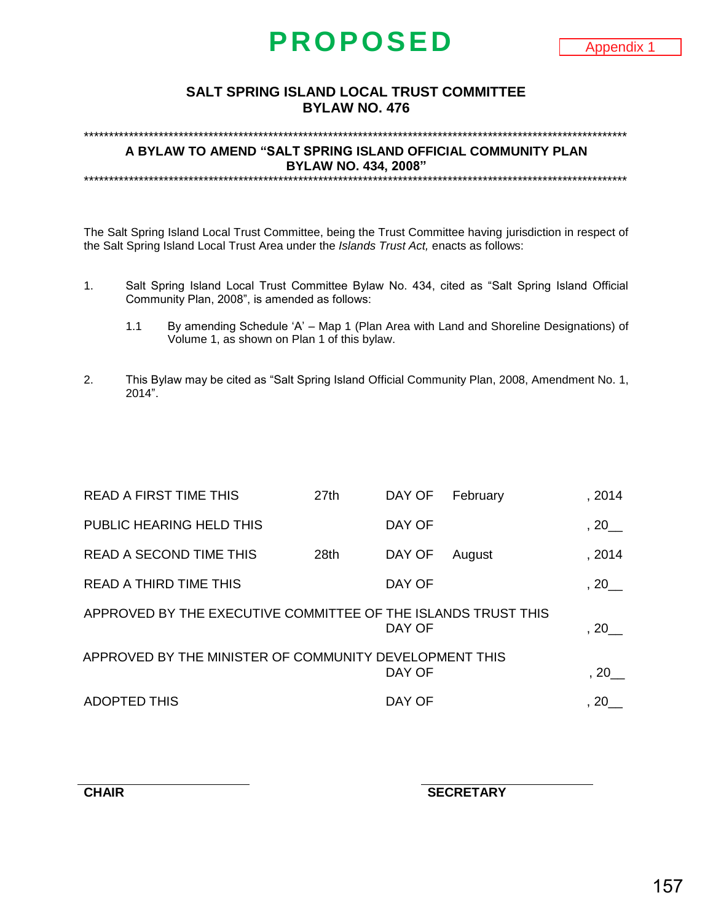# PROPOSED

Appendix 1

## SALT SPRING ISLAND LOCAL TRUST COMMITTEE
## BYLAW NO. 476

*****************************************************************************************************************

**A BYLAW TO AMEND "SALT SPRING ISLAND OFFICIAL COMMUNITY PLAN BYLAW NO. 434, 2008"**

*****************************************************************************************************************

The Salt Spring Island Local Trust Committee, being the Trust Committee having jurisdiction in respect of the Salt Spring Island Local Trust Area under the *Islands Trust Act,* enacts as follows:

1. Salt Spring Island Local Trust Committee Bylaw No. 434, cited as "Salt Spring Island Official Community Plan, 2008", is amended as follows:

   1.1 By amending Schedule 'A' – Map 1 (Plan Area with Land and Shoreline Designations) of Volume 1, as shown on Plan 1 of this bylaw.

2. This Bylaw may be cited as "Salt Spring Island Official Community Plan, 2008, Amendment No. 1, 2014".

| | | | | |
|---|---|---|---|---|
| READ A FIRST TIME THIS | 27th | DAY OF | February | , 2014 |
| PUBLIC HEARING HELD THIS | | DAY OF | | , 20__ |
| READ A SECOND TIME THIS | 28th | DAY OF | August | , 2014 |
| READ A THIRD TIME THIS | | DAY OF | | , 20__ |
| APPROVED BY THE EXECUTIVE COMMITTEE OF THE ISLANDS TRUST THIS | | DAY OF | | , 20__ |
| APPROVED BY THE MINISTER OF COMMUNITY DEVELOPMENT THIS | | DAY OF | | , 20__ |
| ADOPTED THIS | | DAY OF | | , 20__ |

_______________________ 
**CHAIR**

_______________________ 
**SECRETARY**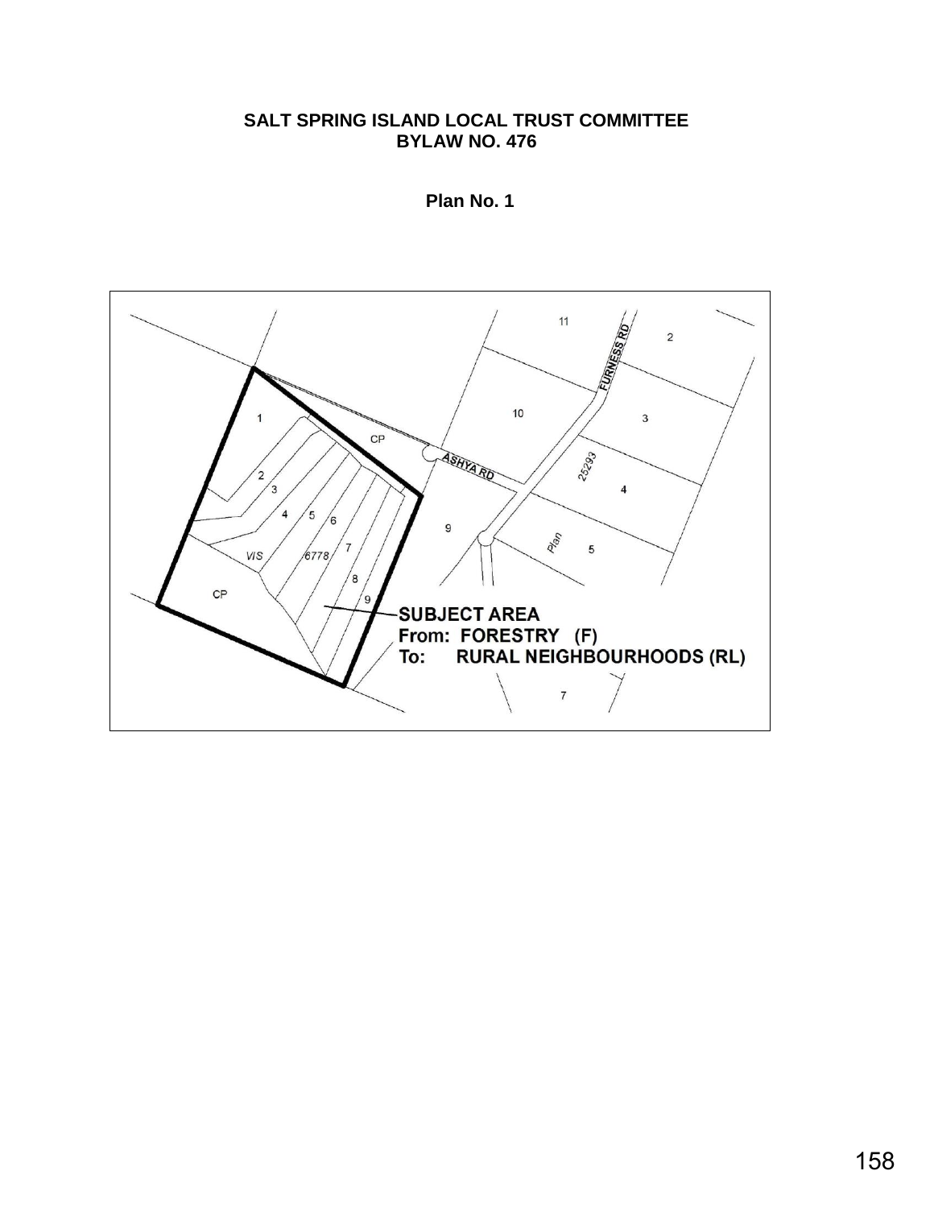**SALT SPRING ISLAND LOCAL TRUST COMMITTEE**
**BYLAW NO. 476**

**Plan No. 1**

**SUBJECT AREA**
**From: FORESTRY (F)**
**To: RURAL NEIGHBOURHOODS (RL)**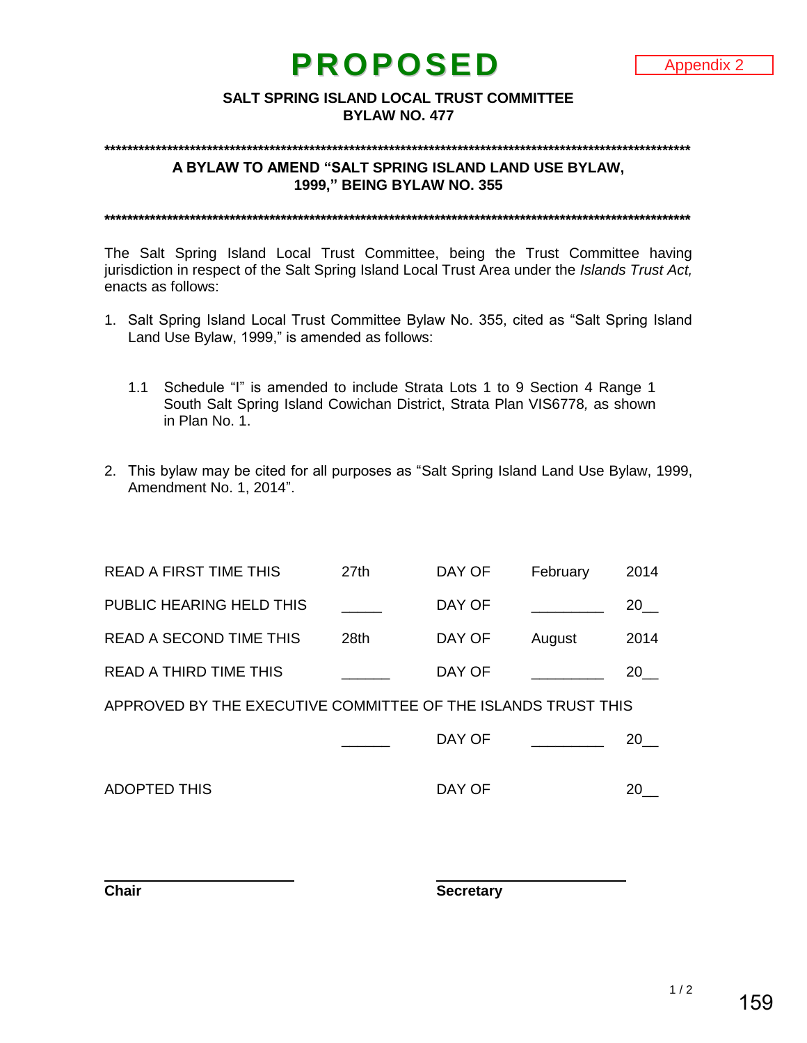# PROPOSED

Appendix 2

**SALT SPRING ISLAND LOCAL TRUST COMMITTEE**
**BYLAW NO. 477**

*****************************************************************************************************

**A BYLAW TO AMEND "SALT SPRING ISLAND LAND USE BYLAW, 1999," BEING BYLAW NO. 355**

*****************************************************************************************************

The Salt Spring Island Local Trust Committee, being the Trust Committee having jurisdiction in respect of the Salt Spring Island Local Trust Area under the *Islands Trust Act,* enacts as follows:

1. Salt Spring Island Local Trust Committee Bylaw No. 355, cited as "Salt Spring Island Land Use Bylaw, 1999," is amended as follows:

   1.1 Schedule "I" is amended to include Strata Lots 1 to 9 Section 4 Range 1 South Salt Spring Island Cowichan District, Strata Plan VIS6778, as shown in Plan No. 1.

2. This bylaw may be cited for all purposes as "Salt Spring Island Land Use Bylaw, 1999, Amendment No. 1, 2014".

| | | | | |
|---|---|---|---|---|
| READ A FIRST TIME THIS | 27th | DAY OF | February | 2014 |
| PUBLIC HEARING HELD THIS | _____ | DAY OF | _________ | 20__ |
| READ A SECOND TIME THIS | 28th | DAY OF | August | 2014 |
| READ A THIRD TIME THIS | ______ | DAY OF | _________ | 20__ |

APPROVED BY THE EXECUTIVE COMMITTEE OF THE ISLANDS TRUST THIS

| | | | | |
|---|---|---|---|---|
| | ______ | DAY OF | _________ | 20__ |
| ADOPTED THIS | | DAY OF | | 20__ |

_______________________ &nbsp;&nbsp;&nbsp;&nbsp;&nbsp;&nbsp;&nbsp;&nbsp; _______________________
**Chair** &nbsp;&nbsp;&nbsp;&nbsp;&nbsp;&nbsp;&nbsp;&nbsp;&nbsp;&nbsp;&nbsp;&nbsp;&nbsp;&nbsp;&nbsp;&nbsp;&nbsp;&nbsp;&nbsp;&nbsp;&nbsp;&nbsp;&nbsp;&nbsp;&nbsp;&nbsp;&nbsp;&nbsp;&nbsp;&nbsp;&nbsp;&nbsp; **Secretary**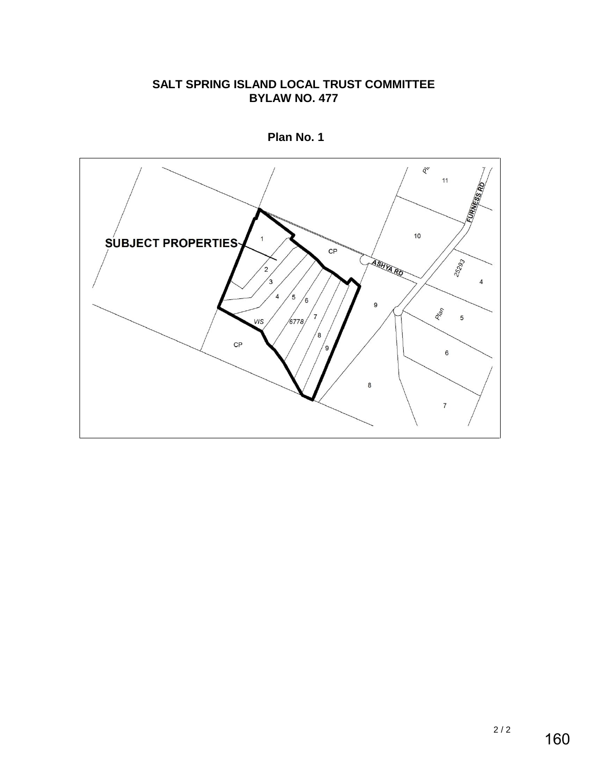**SALT SPRING ISLAND LOCAL TRUST COMMITTEE**
**BYLAW NO. 477**

**Plan No. 1**

SUBJECT PROPERTIES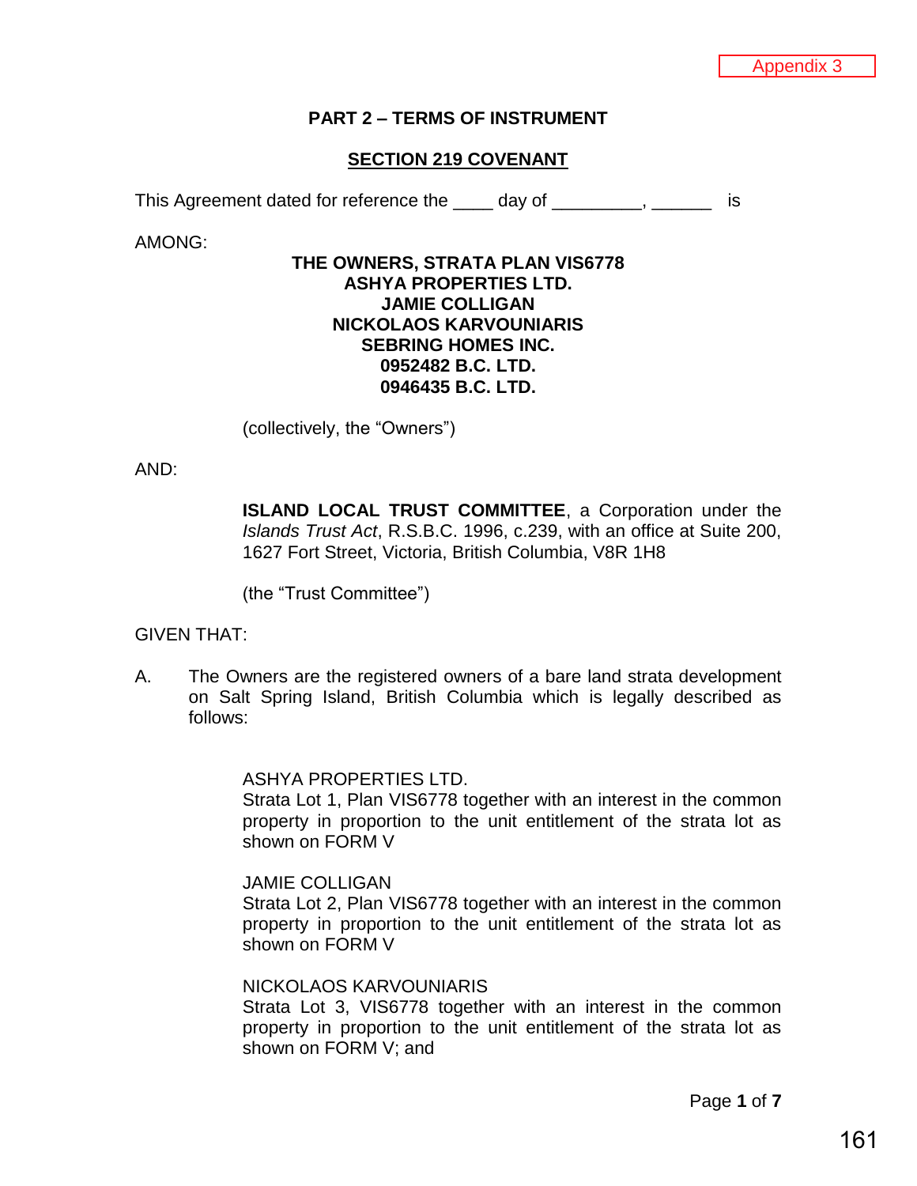Appendix 3

## PART 2 – TERMS OF INSTRUMENT

### SECTION 219 COVENANT

This Agreement dated for reference the ____ day of _________, ______ is

AMONG:

**THE OWNERS, STRATA PLAN VIS6778**
**ASHYA PROPERTIES LTD.**
**JAMIE COLLIGAN**
**NICKOLAOS KARVOUNIARIS**
**SEBRING HOMES INC.**
**0952482 B.C. LTD.**
**0946435 B.C. LTD.**

(collectively, the "Owners")

AND:

**ISLAND LOCAL TRUST COMMITTEE**, a Corporation under the *Islands Trust Act*, R.S.B.C. 1996, c.239, with an office at Suite 200, 1627 Fort Street, Victoria, British Columbia, V8R 1H8

(the "Trust Committee")

GIVEN THAT:

A. The Owners are the registered owners of a bare land strata development on Salt Spring Island, British Columbia which is legally described as follows:

ASHYA PROPERTIES LTD.
Strata Lot 1, Plan VIS6778 together with an interest in the common property in proportion to the unit entitlement of the strata lot as shown on FORM V

JAMIE COLLIGAN
Strata Lot 2, Plan VIS6778 together with an interest in the common property in proportion to the unit entitlement of the strata lot as shown on FORM V

NICKOLAOS KARVOUNIARIS
Strata Lot 3, VIS6778 together with an interest in the common property in proportion to the unit entitlement of the strata lot as shown on FORM V; and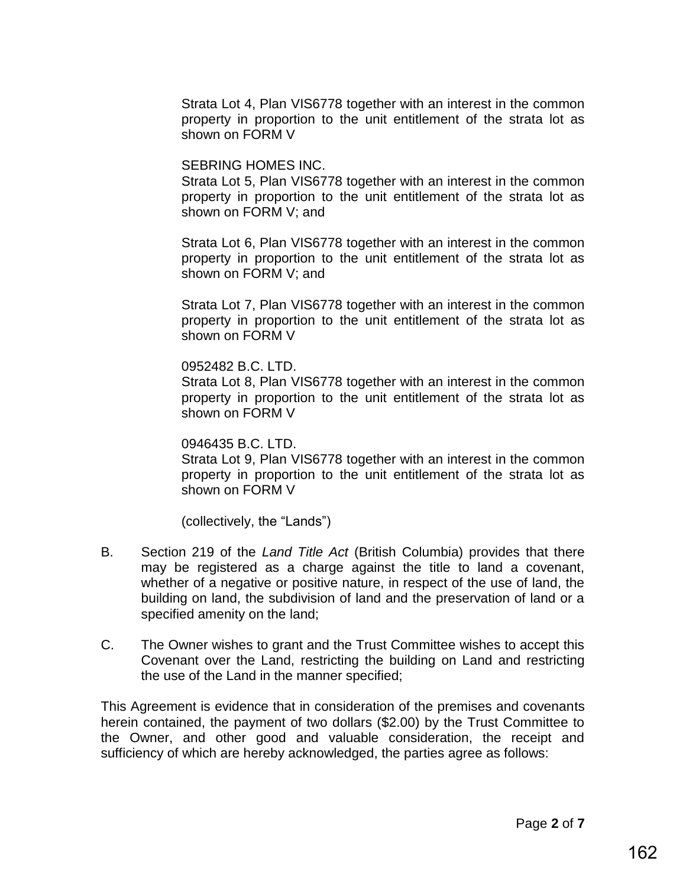Strata Lot 4, Plan VIS6778 together with an interest in the common property in proportion to the unit entitlement of the strata lot as shown on FORM V

SEBRING HOMES INC.
Strata Lot 5, Plan VIS6778 together with an interest in the common property in proportion to the unit entitlement of the strata lot as shown on FORM V; and

Strata Lot 6, Plan VIS6778 together with an interest in the common property in proportion to the unit entitlement of the strata lot as shown on FORM V; and

Strata Lot 7, Plan VIS6778 together with an interest in the common property in proportion to the unit entitlement of the strata lot as shown on FORM V

0952482 B.C. LTD.
Strata Lot 8, Plan VIS6778 together with an interest in the common property in proportion to the unit entitlement of the strata lot as shown on FORM V

0946435 B.C. LTD.
Strata Lot 9, Plan VIS6778 together with an interest in the common property in proportion to the unit entitlement of the strata lot as shown on FORM V

(collectively, the "Lands")

B. Section 219 of the *Land Title Act* (British Columbia) provides that there may be registered as a charge against the title to land a covenant, whether of a negative or positive nature, in respect of the use of land, the building on land, the subdivision of land and the preservation of land or a specified amenity on the land;

C. The Owner wishes to grant and the Trust Committee wishes to accept this Covenant over the Land, restricting the building on Land and restricting the use of the Land in the manner specified;

This Agreement is evidence that in consideration of the premises and covenants herein contained, the payment of two dollars ($2.00) by the Trust Committee to the Owner, and other good and valuable consideration, the receipt and sufficiency of which are hereby acknowledged, the parties agree as follows: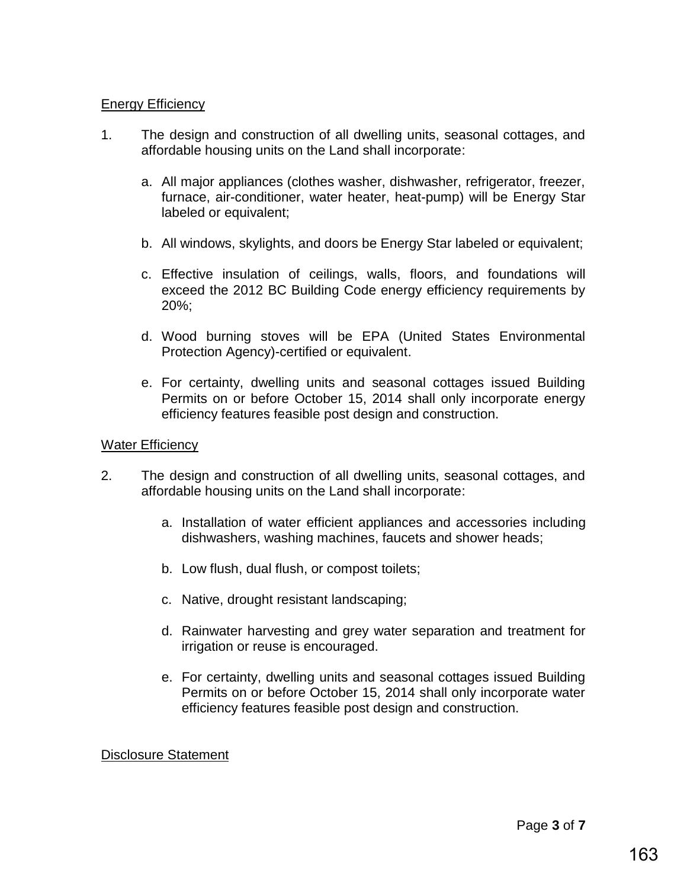Energy Efficiency

1. The design and construction of all dwelling units, seasonal cottages, and affordable housing units on the Land shall incorporate:

   a. All major appliances (clothes washer, dishwasher, refrigerator, freezer, furnace, air-conditioner, water heater, heat-pump) will be Energy Star labeled or equivalent;

   b. All windows, skylights, and doors be Energy Star labeled or equivalent;

   c. Effective insulation of ceilings, walls, floors, and foundations will exceed the 2012 BC Building Code energy efficiency requirements by 20%;

   d. Wood burning stoves will be EPA (United States Environmental Protection Agency)-certified or equivalent.

   e. For certainty, dwelling units and seasonal cottages issued Building Permits on or before October 15, 2014 shall only incorporate energy efficiency features feasible post design and construction.

Water Efficiency

2. The design and construction of all dwelling units, seasonal cottages, and affordable housing units on the Land shall incorporate:

   a. Installation of water efficient appliances and accessories including dishwashers, washing machines, faucets and shower heads;

   b. Low flush, dual flush, or compost toilets;

   c. Native, drought resistant landscaping;

   d. Rainwater harvesting and grey water separation and treatment for irrigation or reuse is encouraged.

   e. For certainty, dwelling units and seasonal cottages issued Building Permits on or before October 15, 2014 shall only incorporate water efficiency features feasible post design and construction.

Disclosure Statement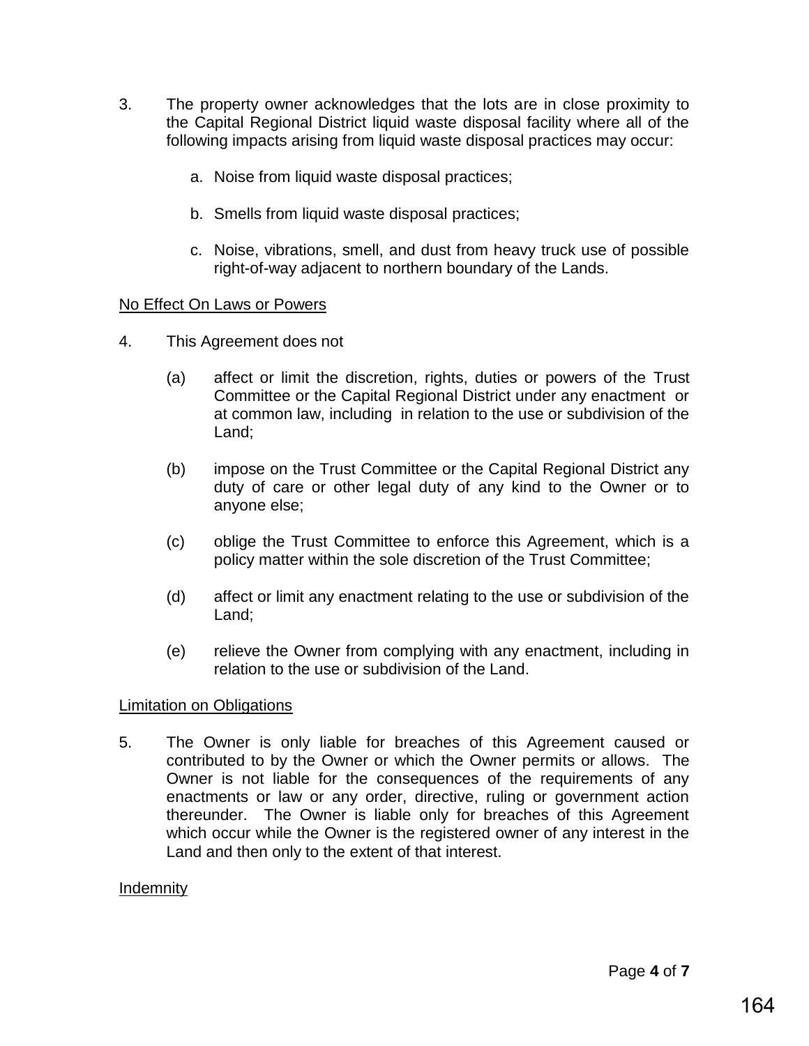3. The property owner acknowledges that the lots are in close proximity to the Capital Regional District liquid waste disposal facility where all of the following impacts arising from liquid waste disposal practices may occur:

    a. Noise from liquid waste disposal practices;

    b. Smells from liquid waste disposal practices;

    c. Noise, vibrations, smell, and dust from heavy truck use of possible right-of-way adjacent to northern boundary of the Lands.

<u>No Effect On Laws or Powers</u>

4. This Agreement does not

    (a) affect or limit the discretion, rights, duties or powers of the Trust Committee or the Capital Regional District under any enactment or at common law, including in relation to the use or subdivision of the Land;

    (b) impose on the Trust Committee or the Capital Regional District any duty of care or other legal duty of any kind to the Owner or to anyone else;

    (c) oblige the Trust Committee to enforce this Agreement, which is a policy matter within the sole discretion of the Trust Committee;

    (d) affect or limit any enactment relating to the use or subdivision of the Land;

    (e) relieve the Owner from complying with any enactment, including in relation to the use or subdivision of the Land.

<u>Limitation on Obligations</u>

5. The Owner is only liable for breaches of this Agreement caused or contributed to by the Owner or which the Owner permits or allows. The Owner is not liable for the consequences of the requirements of any enactments or law or any order, directive, ruling or government action thereunder. The Owner is liable only for breaches of this Agreement which occur while the Owner is the registered owner of any interest in the Land and then only to the extent of that interest.

<u>Indemnity</u>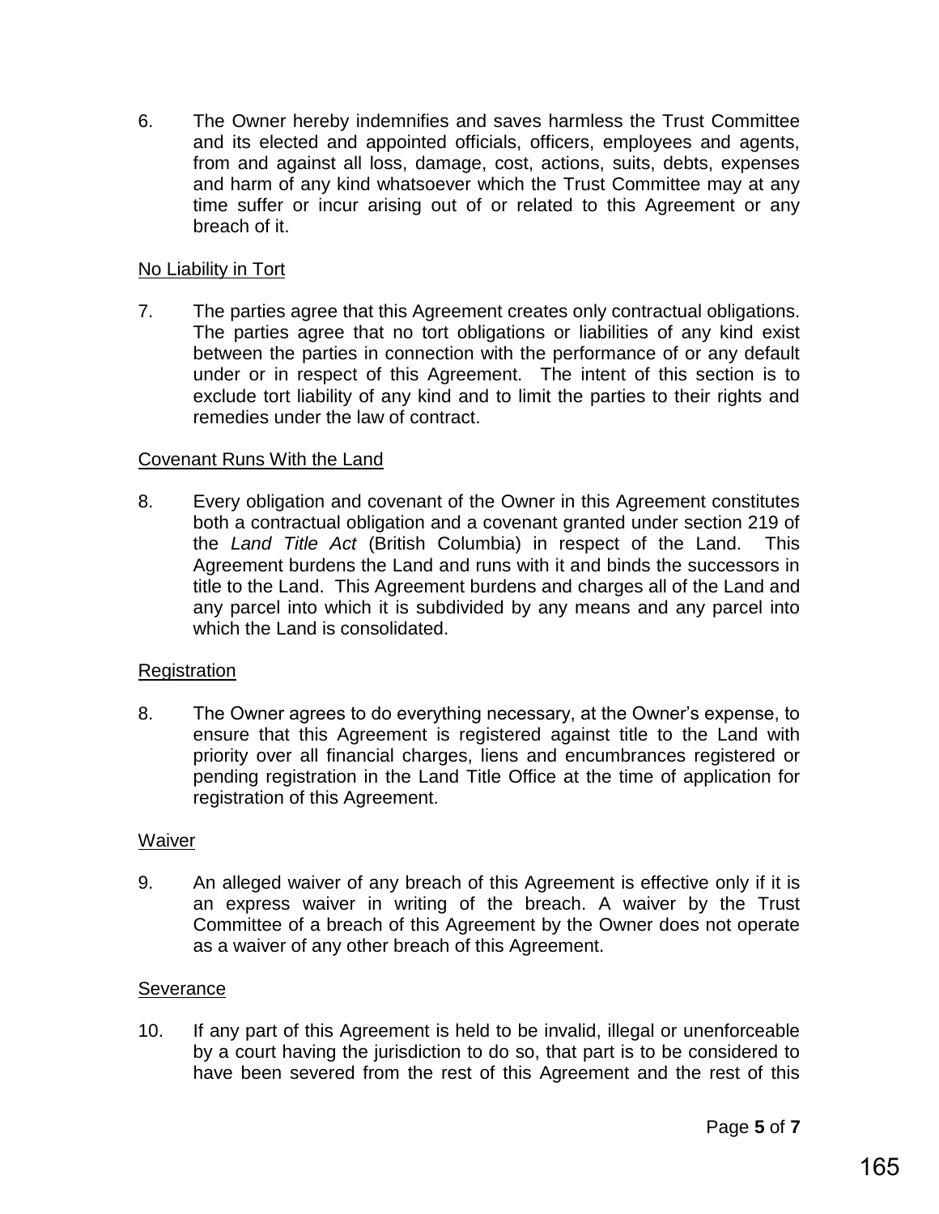6. The Owner hereby indemnifies and saves harmless the Trust Committee and its elected and appointed officials, officers, employees and agents, from and against all loss, damage, cost, actions, suits, debts, expenses and harm of any kind whatsoever which the Trust Committee may at any time suffer or incur arising out of or related to this Agreement or any breach of it.

<u>No Liability in Tort</u>

7. The parties agree that this Agreement creates only contractual obligations. The parties agree that no tort obligations or liabilities of any kind exist between the parties in connection with the performance of or any default under or in respect of this Agreement. The intent of this section is to exclude tort liability of any kind and to limit the parties to their rights and remedies under the law of contract.

<u>Covenant Runs With the Land</u>

8. Every obligation and covenant of the Owner in this Agreement constitutes both a contractual obligation and a covenant granted under section 219 of the *Land Title Act* (British Columbia) in respect of the Land. This Agreement burdens the Land and runs with it and binds the successors in title to the Land. This Agreement burdens and charges all of the Land and any parcel into which it is subdivided by any means and any parcel into which the Land is consolidated.

<u>Registration</u>

8. The Owner agrees to do everything necessary, at the Owner's expense, to ensure that this Agreement is registered against title to the Land with priority over all financial charges, liens and encumbrances registered or pending registration in the Land Title Office at the time of application for registration of this Agreement.

<u>Waiver</u>

9. An alleged waiver of any breach of this Agreement is effective only if it is an express waiver in writing of the breach. A waiver by the Trust Committee of a breach of this Agreement by the Owner does not operate as a waiver of any other breach of this Agreement.

<u>Severance</u>

10. If any part of this Agreement is held to be invalid, illegal or unenforceable by a court having the jurisdiction to do so, that part is to be considered to have been severed from the rest of this Agreement and the rest of this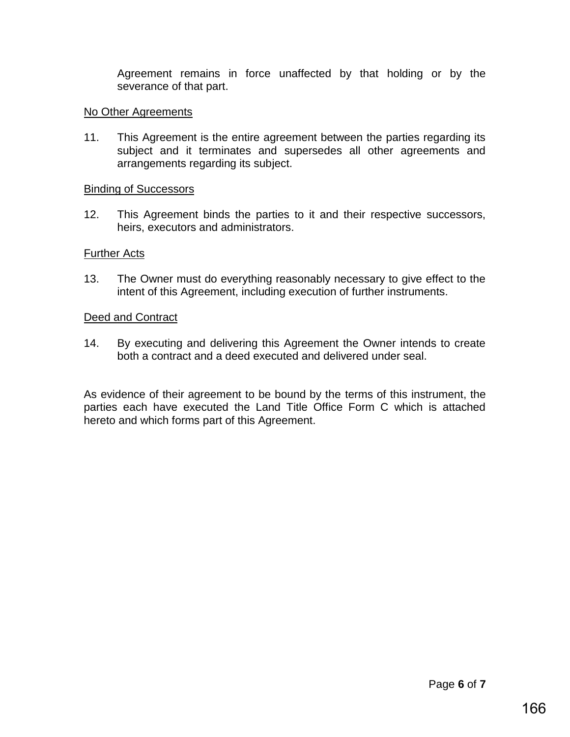Agreement remains in force unaffected by that holding or by the severance of that part.

No Other Agreements

11. This Agreement is the entire agreement between the parties regarding its subject and it terminates and supersedes all other agreements and arrangements regarding its subject.

Binding of Successors

12. This Agreement binds the parties to it and their respective successors, heirs, executors and administrators.

Further Acts

13. The Owner must do everything reasonably necessary to give effect to the intent of this Agreement, including execution of further instruments.

Deed and Contract

14. By executing and delivering this Agreement the Owner intends to create both a contract and a deed executed and delivered under seal.

As evidence of their agreement to be bound by the terms of this instrument, the parties each have executed the Land Title Office Form C which is attached hereto and which forms part of this Agreement.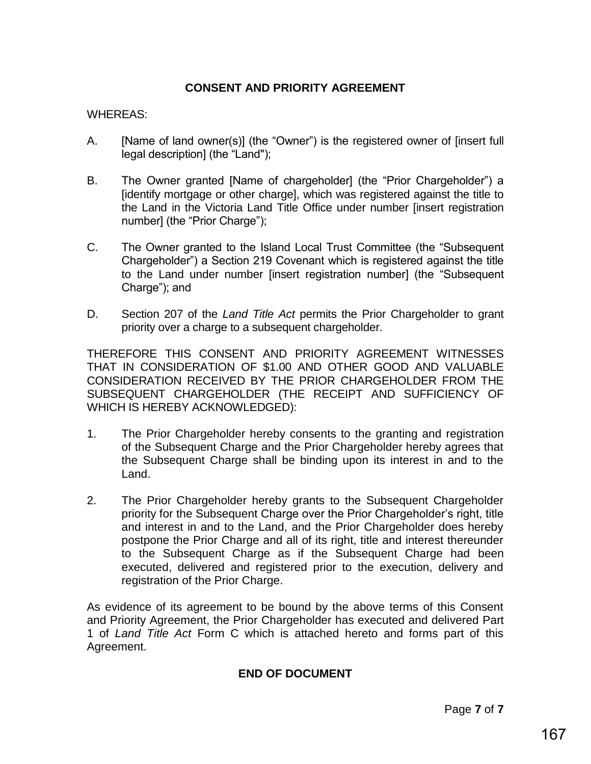**CONSENT AND PRIORITY AGREEMENT**

WHEREAS:

A. [Name of land owner(s)] (the "Owner") is the registered owner of [insert full legal description] (the "Land");

B. The Owner granted [Name of chargeholder] (the "Prior Chargeholder") a [identify mortgage or other charge], which was registered against the title to the Land in the Victoria Land Title Office under number [insert registration number] (the "Prior Charge");

C. The Owner granted to the Island Local Trust Committee (the "Subsequent Chargeholder") a Section 219 Covenant which is registered against the title to the Land under number [insert registration number] (the "Subsequent Charge"); and

D. Section 207 of the *Land Title Act* permits the Prior Chargeholder to grant priority over a charge to a subsequent chargeholder.

THEREFORE THIS CONSENT AND PRIORITY AGREEMENT WITNESSES THAT IN CONSIDERATION OF $1.00 AND OTHER GOOD AND VALUABLE CONSIDERATION RECEIVED BY THE PRIOR CHARGEHOLDER FROM THE SUBSEQUENT CHARGEHOLDER (THE RECEIPT AND SUFFICIENCY OF WHICH IS HEREBY ACKNOWLEDGED):

1. The Prior Chargeholder hereby consents to the granting and registration of the Subsequent Charge and the Prior Chargeholder hereby agrees that the Subsequent Charge shall be binding upon its interest in and to the Land.

2. The Prior Chargeholder hereby grants to the Subsequent Chargeholder priority for the Subsequent Charge over the Prior Chargeholder's right, title and interest in and to the Land, and the Prior Chargeholder does hereby postpone the Prior Charge and all of its right, title and interest thereunder to the Subsequent Charge as if the Subsequent Charge had been executed, delivered and registered prior to the execution, delivery and registration of the Prior Charge.

As evidence of its agreement to be bound by the above terms of this Consent and Priority Agreement, the Prior Chargeholder has executed and delivered Part 1 of *Land Title Act* Form C which is attached hereto and forms part of this Agreement.

**END OF DOCUMENT**